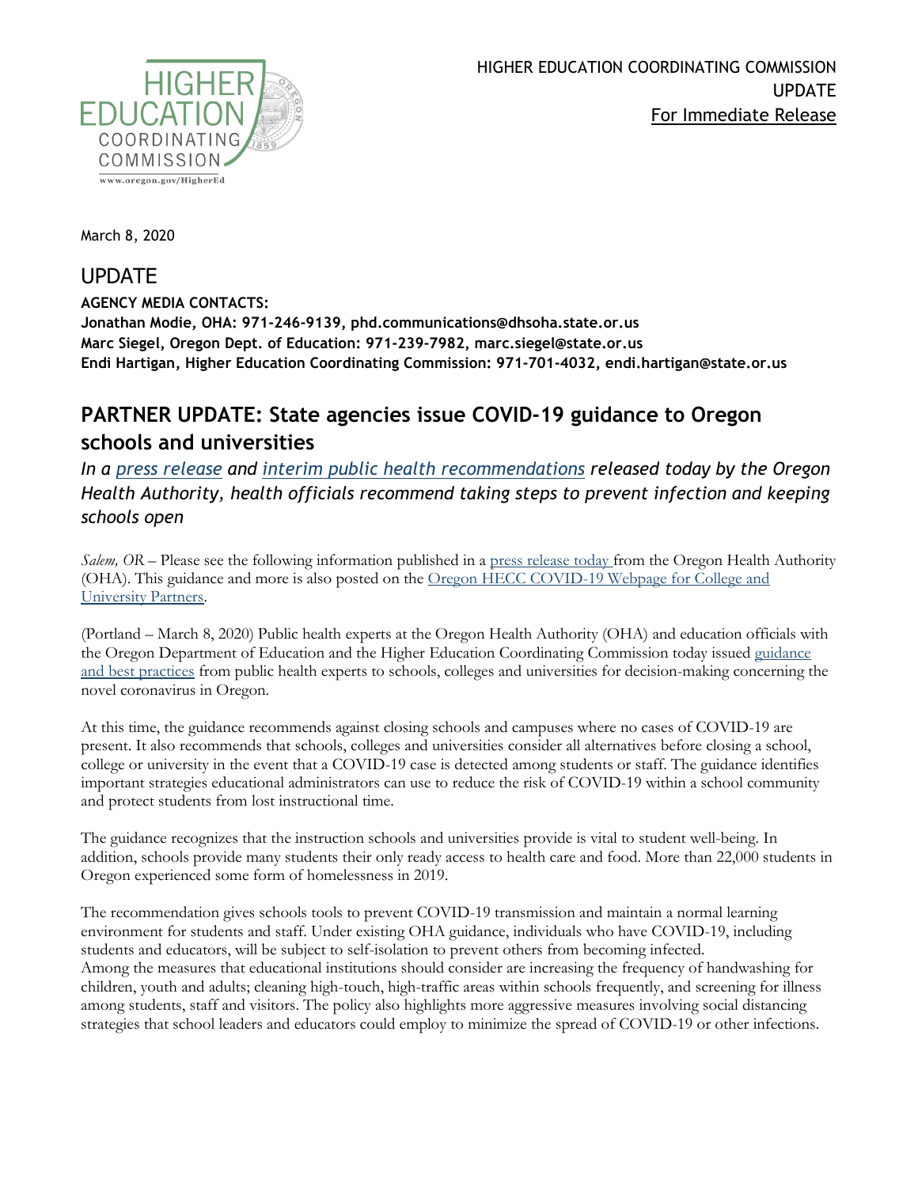HIGHER EDUCATION COORDINATING COMMISSION
UPDATE
For Immediate Release

March 8, 2020

## UPDATE

**AGENCY MEDIA CONTACTS:**
**Jonathan Modie, OHA: 971-246-9139, phd.communications@dhsoha.state.or.us**
**Marc Siegel, Oregon Dept. of Education: 971-239-7982, marc.siegel@state.or.us**
**Endi Hartigan, Higher Education Coordinating Commission: 971-701-4032, endi.hartigan@state.or.us**

# PARTNER UPDATE: State agencies issue COVID-19 guidance to Oregon schools and universities

***In a press release and interim public health recommendations released today by the Oregon Health Authority, health officials recommend taking steps to prevent infection and keeping schools open***

*Salem, OR* – Please see the following information published in a press release today from the Oregon Health Authority (OHA). This guidance and more is also posted on the Oregon HECC COVID-19 Webpage for College and University Partners.

(Portland – March 8, 2020) Public health experts at the Oregon Health Authority (OHA) and education officials with the Oregon Department of Education and the Higher Education Coordinating Commission today issued guidance and best practices from public health experts to schools, colleges and universities for decision-making concerning the novel coronavirus in Oregon.

At this time, the guidance recommends against closing schools and campuses where no cases of COVID-19 are present. It also recommends that schools, colleges and universities consider all alternatives before closing a school, college or university in the event that a COVID-19 case is detected among students or staff. The guidance identifies important strategies educational administrators can use to reduce the risk of COVID-19 within a school community and protect students from lost instructional time.

The guidance recognizes that the instruction schools and universities provide is vital to student well-being. In addition, schools provide many students their only ready access to health care and food. More than 22,000 students in Oregon experienced some form of homelessness in 2019.

The recommendation gives schools tools to prevent COVID-19 transmission and maintain a normal learning environment for students and staff. Under existing OHA guidance, individuals who have COVID-19, including students and educators, will be subject to self-isolation to prevent others from becoming infected.
Among the measures that educational institutions should consider are increasing the frequency of handwashing for children, youth and adults; cleaning high-touch, high-traffic areas within schools frequently, and screening for illness among students, staff and visitors. The policy also highlights more aggressive measures involving social distancing strategies that school leaders and educators could employ to minimize the spread of COVID-19 or other infections.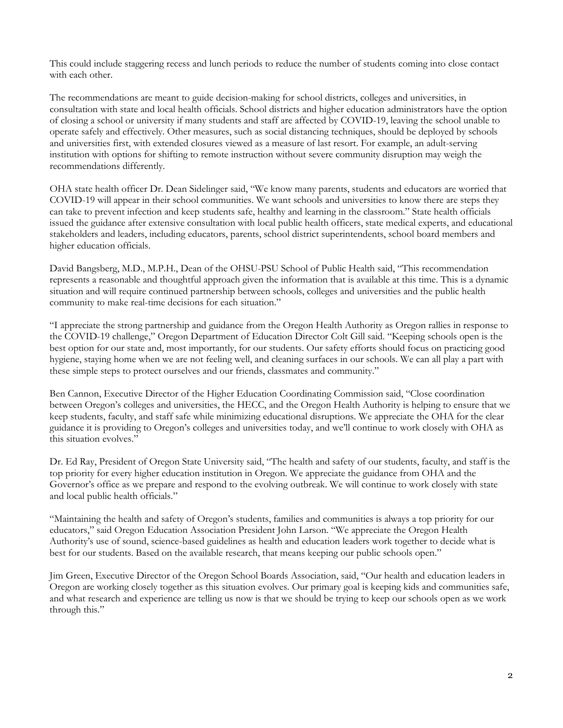This could include staggering recess and lunch periods to reduce the number of students coming into close contact with each other.

The recommendations are meant to guide decision-making for school districts, colleges and universities, in consultation with state and local health officials. School districts and higher education administrators have the option of closing a school or university if many students and staff are affected by COVID-19, leaving the school unable to operate safely and effectively. Other measures, such as social distancing techniques, should be deployed by schools and universities first, with extended closures viewed as a measure of last resort. For example, an adult-serving institution with options for shifting to remote instruction without severe community disruption may weigh the recommendations differently.

OHA state health officer Dr. Dean Sidelinger said, "We know many parents, students and educators are worried that COVID-19 will appear in their school communities. We want schools and universities to know there are steps they can take to prevent infection and keep students safe, healthy and learning in the classroom." State health officials issued the guidance after extensive consultation with local public health officers, state medical experts, and educational stakeholders and leaders, including educators, parents, school district superintendents, school board members and higher education officials.

David Bangsberg, M.D., M.P.H., Dean of the OHSU-PSU School of Public Health said, "This recommendation represents a reasonable and thoughtful approach given the information that is available at this time. This is a dynamic situation and will require continued partnership between schools, colleges and universities and the public health community to make real-time decisions for each situation."

"I appreciate the strong partnership and guidance from the Oregon Health Authority as Oregon rallies in response to the COVID-19 challenge," Oregon Department of Education Director Colt Gill said. "Keeping schools open is the best option for our state and, most importantly, for our students. Our safety efforts should focus on practicing good hygiene, staying home when we are not feeling well, and cleaning surfaces in our schools. We can all play a part with these simple steps to protect ourselves and our friends, classmates and community."

Ben Cannon, Executive Director of the Higher Education Coordinating Commission said, "Close coordination between Oregon's colleges and universities, the HECC, and the Oregon Health Authority is helping to ensure that we keep students, faculty, and staff safe while minimizing educational disruptions. We appreciate the OHA for the clear guidance it is providing to Oregon's colleges and universities today, and we'll continue to work closely with OHA as this situation evolves."

Dr. Ed Ray, President of Oregon State University said, "The health and safety of our students, faculty, and staff is the top priority for every higher education institution in Oregon. We appreciate the guidance from OHA and the Governor's office as we prepare and respond to the evolving outbreak. We will continue to work closely with state and local public health officials."

"Maintaining the health and safety of Oregon's students, families and communities is always a top priority for our educators," said Oregon Education Association President John Larson. "We appreciate the Oregon Health Authority's use of sound, science-based guidelines as health and education leaders work together to decide what is best for our students. Based on the available research, that means keeping our public schools open."

Jim Green, Executive Director of the Oregon School Boards Association, said, "Our health and education leaders in Oregon are working closely together as this situation evolves. Our primary goal is keeping kids and communities safe, and what research and experience are telling us now is that we should be trying to keep our schools open as we work through this."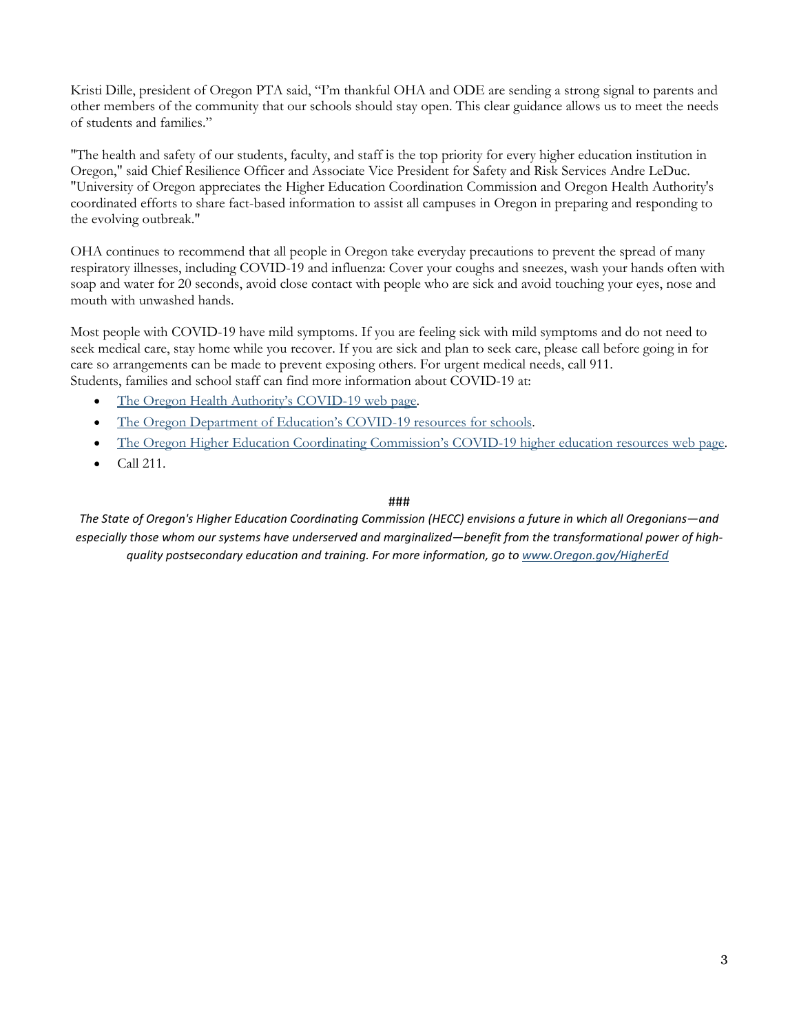Kristi Dille, president of Oregon PTA said, "I'm thankful OHA and ODE are sending a strong signal to parents and other members of the community that our schools should stay open. This clear guidance allows us to meet the needs of students and families."

"The health and safety of our students, faculty, and staff is the top priority for every higher education institution in Oregon," said Chief Resilience Officer and Associate Vice President for Safety and Risk Services Andre LeDuc. "University of Oregon appreciates the Higher Education Coordination Commission and Oregon Health Authority's coordinated efforts to share fact-based information to assist all campuses in Oregon in preparing and responding to the evolving outbreak."

OHA continues to recommend that all people in Oregon take everyday precautions to prevent the spread of many respiratory illnesses, including COVID-19 and influenza: Cover your coughs and sneezes, wash your hands often with soap and water for 20 seconds, avoid close contact with people who are sick and avoid touching your eyes, nose and mouth with unwashed hands.

Most people with COVID-19 have mild symptoms. If you are feeling sick with mild symptoms and do not need to seek medical care, stay home while you recover. If you are sick and plan to seek care, please call before going in for care so arrangements can be made to prevent exposing others. For urgent medical needs, call 911.
Students, families and school staff can find more information about COVID-19 at:

- The Oregon Health Authority's COVID-19 web page.
- The Oregon Department of Education's COVID-19 resources for schools.
- The Oregon Higher Education Coordinating Commission's COVID-19 higher education resources web page.
- Call 211.

###

*The State of Oregon's Higher Education Coordinating Commission (HECC) envisions a future in which all Oregonians—and especially those whom our systems have underserved and marginalized—benefit from the transformational power of high-quality postsecondary education and training. For more information, go to www.Oregon.gov/HigherEd*